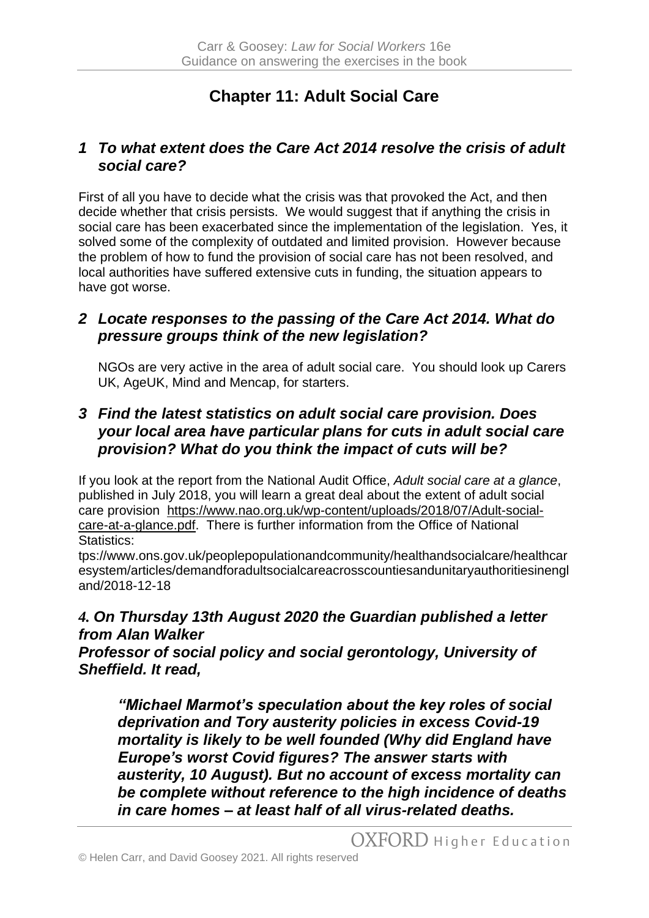# Chapter 11: Adult Social Care

## *1 To what extent does the Care Act 2014 resolve the crisis of adult social care?*

First of all you have to decide what the crisis was that provoked the Act, and then decide whether that crisis persists. We would suggest that if anything the crisis in social care has been exacerbated since the implementation of the legislation. Yes, it solved some of the complexity of outdated and limited provision. However because the problem of how to fund the provision of social care has not been resolved, and local authorities have suffered extensive cuts in funding, the situation appears to have got worse.

## *2 Locate responses to the passing of the Care Act 2014. What do pressure groups think of the new legislation?*

NGOs are very active in the area of adult social care. You should look up Carers UK, AgeUK, Mind and Mencap, for starters.

## *3 Find the latest statistics on adult social care provision. Does your local area have particular plans for cuts in adult social care provision? What do you think the impact of cuts will be?*

If you look at the report from the National Audit Office, *Adult social care at a glance*, published in July 2018, you will learn a great deal about the extent of adult social care provision https://www.nao.org.uk/wp-content/uploads/2018/07/Adult-social-care-at-a-glance.pdf. There is further information from the Office of National Statistics:
tps://www.ons.gov.uk/peoplepopulationandcommunity/healthandsocialcare/healthcaresystem/articles/demandforadultsocialcareacrosscountiesandunitaryauthoritiesinengland/2018-12-18

## *4. On Thursday 13th August 2020 the Guardian published a letter from Alan Walker Professor of social policy and social gerontology, University of Sheffield. It read,*

> ***"Michael Marmot's speculation about the key roles of social deprivation and Tory austerity policies in excess Covid-19 mortality is likely to be well founded (Why did England have Europe's worst Covid figures? The answer starts with austerity, 10 August). But no account of excess mortality can be complete without reference to the high incidence of deaths in care homes – at least half of all virus-related deaths.***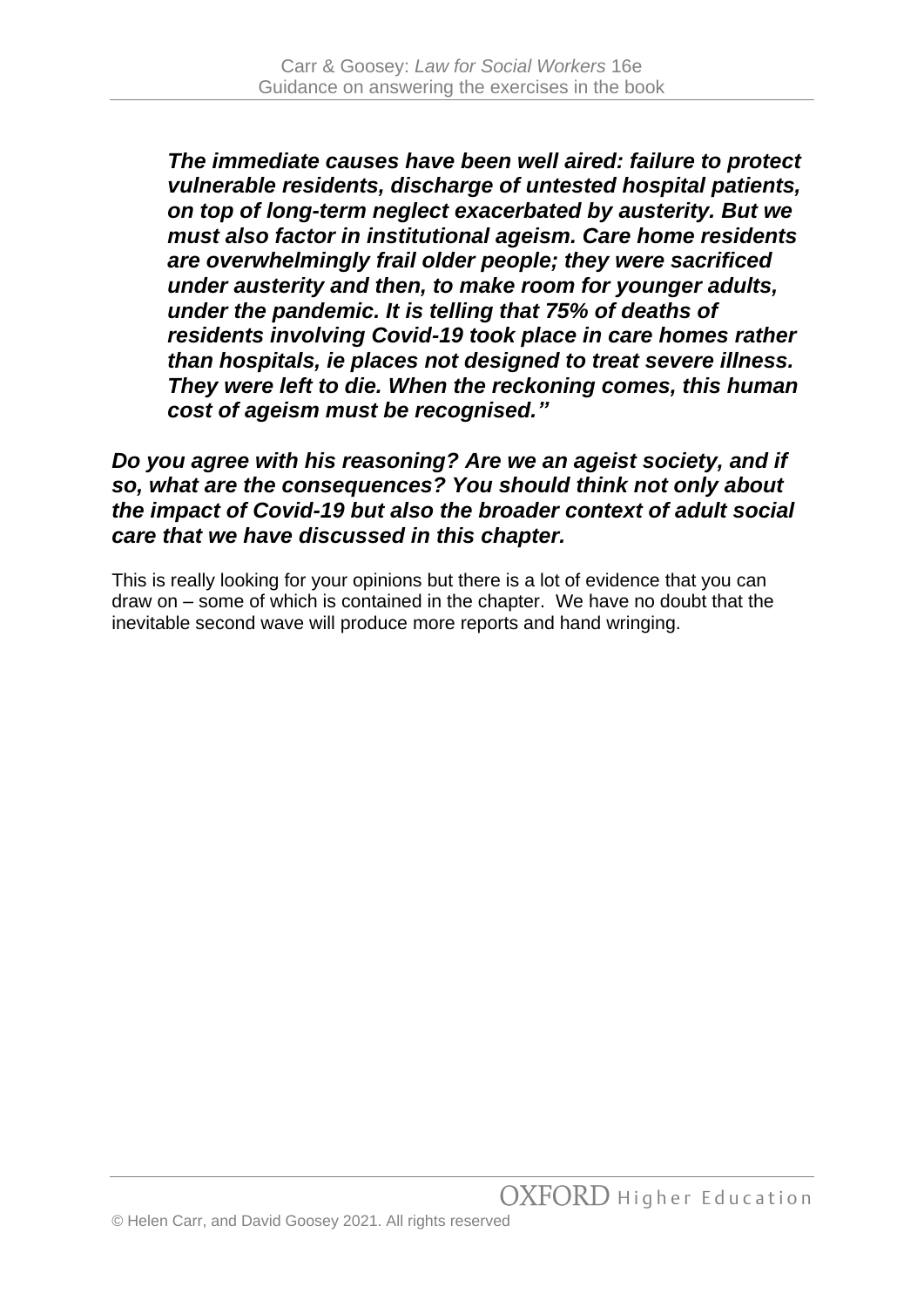> ***The immediate causes have been well aired: failure to protect vulnerable residents, discharge of untested hospital patients, on top of long-term neglect exacerbated by austerity. But we must also factor in institutional ageism. Care home residents are overwhelmingly frail older people; they were sacrificed under austerity and then, to make room for younger adults, under the pandemic. It is telling that 75% of deaths of residents involving Covid-19 took place in care homes rather than hospitals, ie places not designed to treat severe illness. They were left to die. When the reckoning comes, this human cost of ageism must be recognised."***

***Do you agree with his reasoning? Are we an ageist society, and if so, what are the consequences? You should think not only about the impact of Covid-19 but also the broader context of adult social care that we have discussed in this chapter.***

This is really looking for your opinions but there is a lot of evidence that you can draw on – some of which is contained in the chapter. We have no doubt that the inevitable second wave will produce more reports and hand wringing.